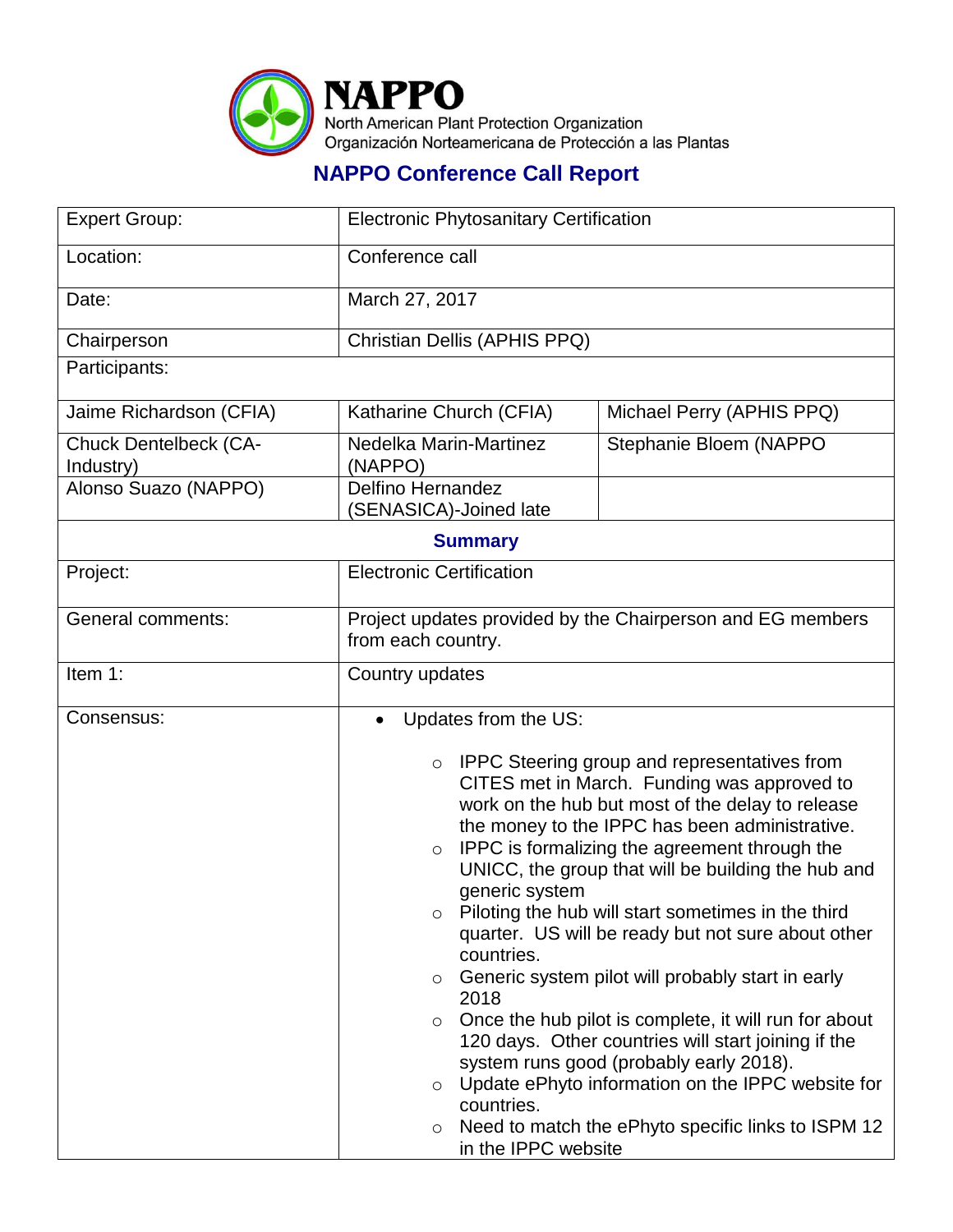# NAPPO

North American Plant Protection Organization
Organización Norteamericana de Protección a las Plantas

## NAPPO Conference Call Report

| Expert Group: | Electronic Phytosanitary Certification | |
|---|---|---|
| Location: | Conference call | |
| Date: | March 27, 2017 | |
| Chairperson | Christian Dellis (APHIS PPQ) | |
| Participants: | | |
| Jaime Richardson (CFIA) | Katharine Church (CFIA) | Michael Perry (APHIS PPQ) |
| Chuck Dentelbeck (CA-Industry) | Nedelka Marin-Martinez (NAPPO) | Stephanie Bloem (NAPPO |
| Alonso Suazo (NAPPO) | Delfino Hernandez (SENASICA)-Joined late | |
| **Summary** | | |
| Project: | Electronic Certification | |
| General comments: | Project updates provided by the Chairperson and EG members from each country. | |
| Item 1: | Country updates | |
| Consensus: | • Updates from the US:<br>○ IPPC Steering group and representatives from CITES met in March. Funding was approved to work on the hub but most of the delay to release the money to the IPPC has been administrative.<br>○ IPPC is formalizing the agreement through the UNICC, the group that will be building the hub and generic system<br>○ Piloting the hub will start sometimes in the third quarter. US will be ready but not sure about other countries.<br>○ Generic system pilot will probably start in early 2018<br>○ Once the hub pilot is complete, it will run for about 120 days. Other countries will start joining if the system runs good (probably early 2018).<br>○ Update ePhyto information on the IPPC website for countries.<br>○ Need to match the ePhyto specific links to ISPM 12 in the IPPC website | |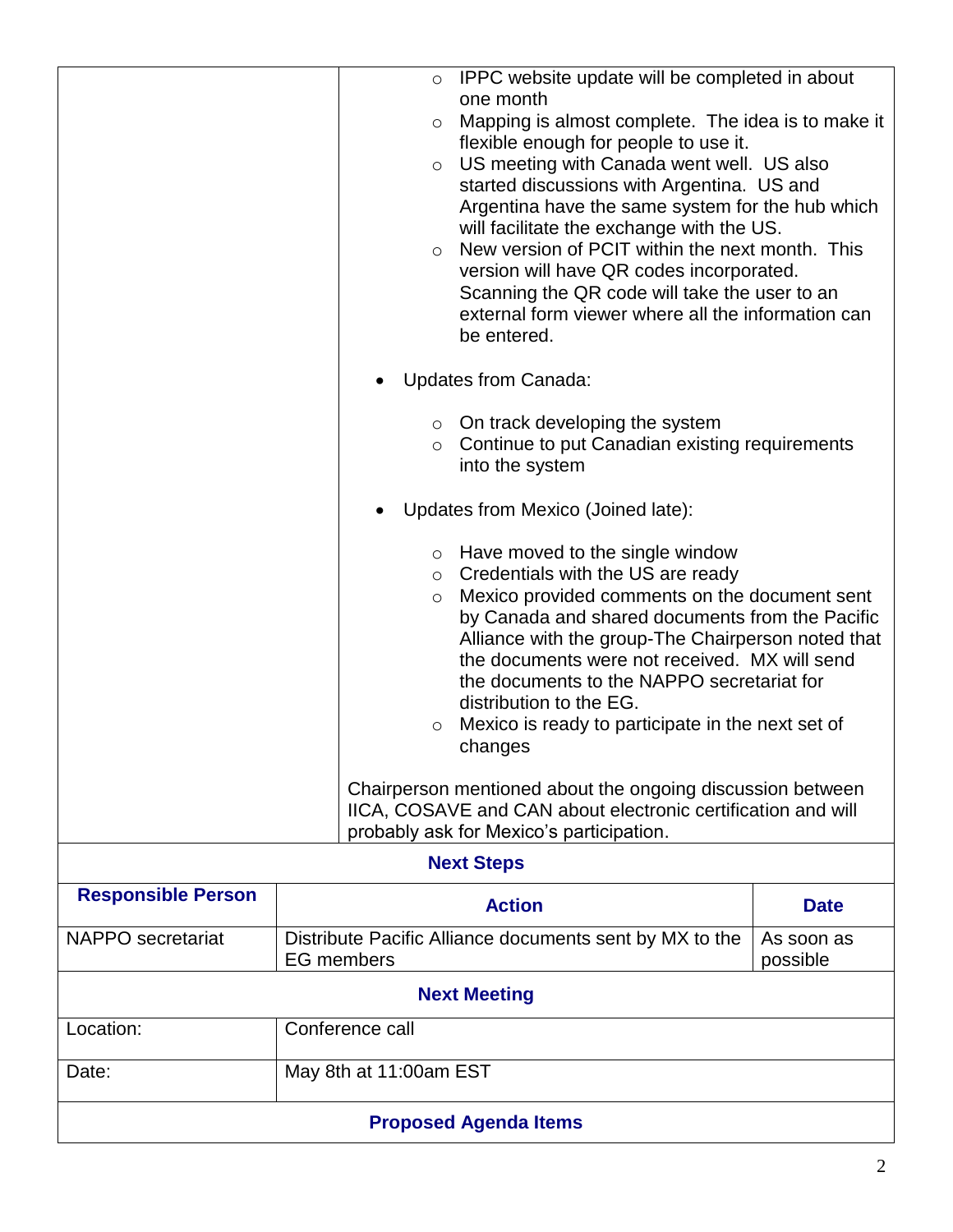|  |  |
|---|---|
|  | - IPPC website update will be completed in about one month<br>- Mapping is almost complete. The idea is to make it flexible enough for people to use it.<br>- US meeting with Canada went well. US also started discussions with Argentina. US and Argentina have the same system for the hub which will facilitate the exchange with the US.<br>- New version of PCIT within the next month. This version will have QR codes incorporated. Scanning the QR code will take the user to an external form viewer where all the information can be entered.<br><br>• Updates from Canada:<br>- On track developing the system<br>- Continue to put Canadian existing requirements into the system<br><br>• Updates from Mexico (Joined late):<br>- Have moved to the single window<br>- Credentials with the US are ready<br>- Mexico provided comments on the document sent by Canada and shared documents from the Pacific Alliance with the group-The Chairperson noted that the documents were not received. MX will send the documents to the NAPPO secretariat for distribution to the EG.<br>- Mexico is ready to participate in the next set of changes<br><br>Chairperson mentioned about the ongoing discussion between IICA, COSAVE and CAN about electronic certification and will probably ask for Mexico's participation. |

**Next Steps**

| Responsible Person | Action | Date |
|---|---|---|
| NAPPO secretariat | Distribute Pacific Alliance documents sent by MX to the EG members | As soon as possible |

**Next Meeting**

|  |  |
|---|---|
| Location: | Conference call |
| Date: | May 8th at 11:00am EST |

**Proposed Agenda Items**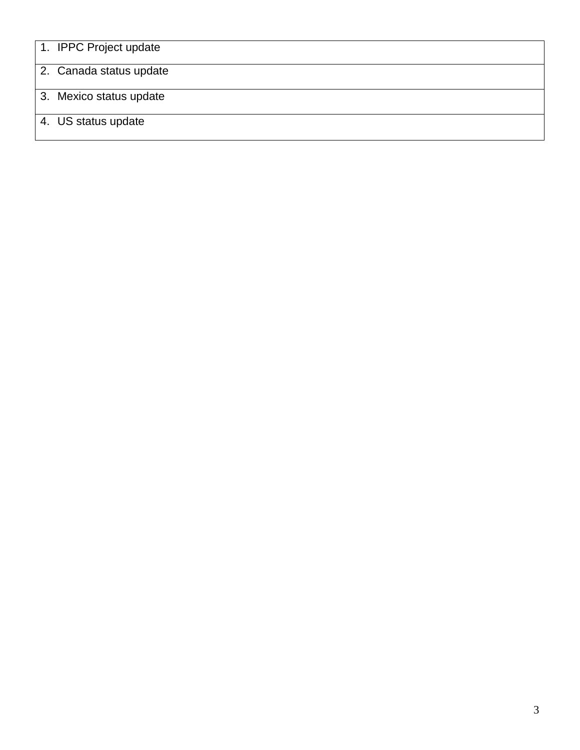| |
|---|
| 1. IPPC Project update |
| 2. Canada status update |
| 3. Mexico status update |
| 4. US status update |